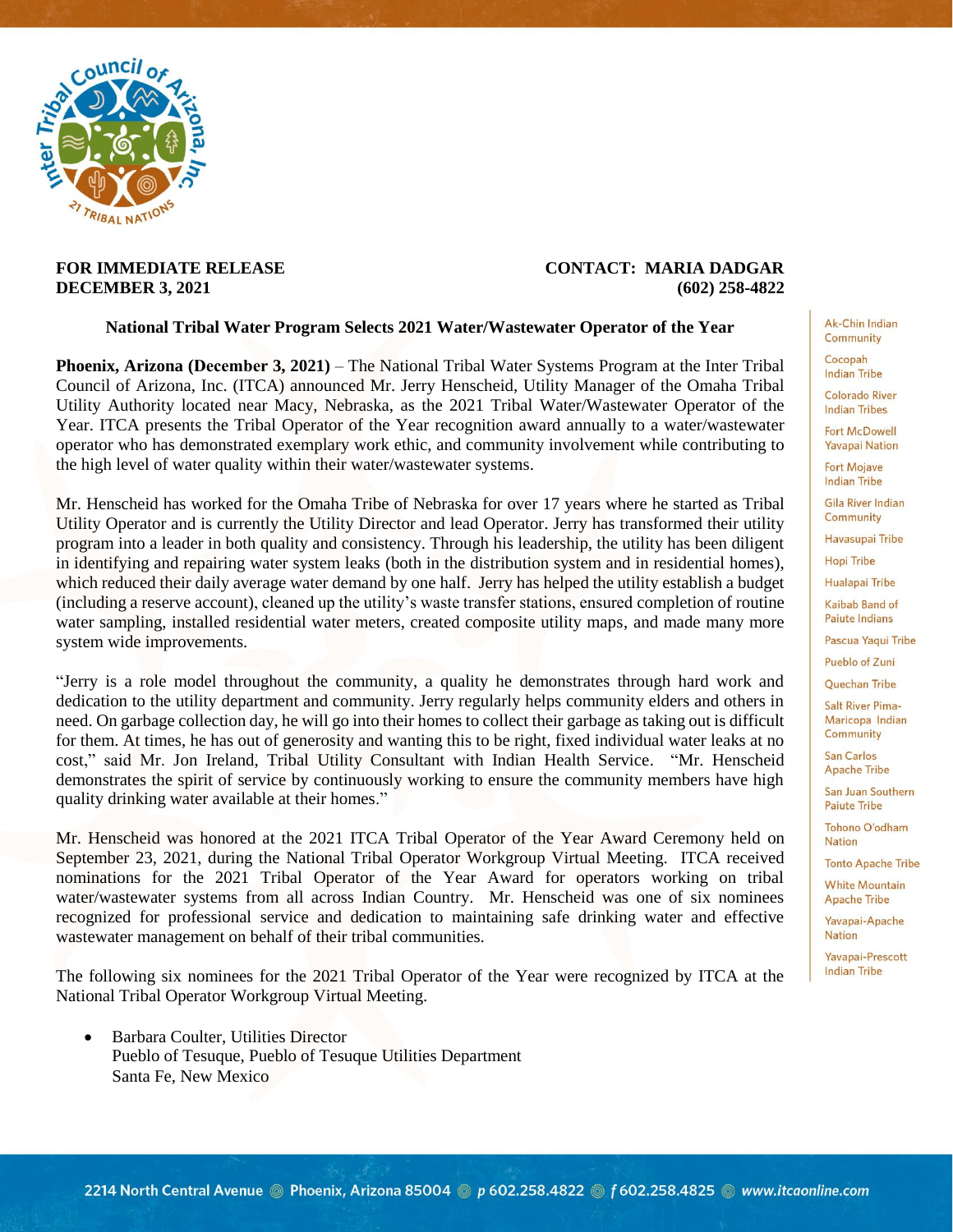FOR IMMEDIATE RELEASE
DECEMBER 3, 2021

CONTACT: MARIA DADGAR
(602) 258-4822

## National Tribal Water Program Selects 2021 Water/Wastewater Operator of the Year

**Phoenix, Arizona (December 3, 2021)** – The National Tribal Water Systems Program at the Inter Tribal Council of Arizona, Inc. (ITCA) announced Mr. Jerry Henscheid, Utility Manager of the Omaha Tribal Utility Authority located near Macy, Nebraska, as the 2021 Tribal Water/Wastewater Operator of the Year. ITCA presents the Tribal Operator of the Year recognition award annually to a water/wastewater operator who has demonstrated exemplary work ethic, and community involvement while contributing to the high level of water quality within their water/wastewater systems.

Mr. Henscheid has worked for the Omaha Tribe of Nebraska for over 17 years where he started as Tribal Utility Operator and is currently the Utility Director and lead Operator. Jerry has transformed their utility program into a leader in both quality and consistency. Through his leadership, the utility has been diligent in identifying and repairing water system leaks (both in the distribution system and in residential homes), which reduced their daily average water demand by one half. Jerry has helped the utility establish a budget (including a reserve account), cleaned up the utility's waste transfer stations, ensured completion of routine water sampling, installed residential water meters, created composite utility maps, and made many more system wide improvements.

"Jerry is a role model throughout the community, a quality he demonstrates through hard work and dedication to the utility department and community. Jerry regularly helps community elders and others in need. On garbage collection day, he will go into their homes to collect their garbage as taking out is difficult for them. At times, he has out of generosity and wanting this to be right, fixed individual water leaks at no cost," said Mr. Jon Ireland, Tribal Utility Consultant with Indian Health Service. "Mr. Henscheid demonstrates the spirit of service by continuously working to ensure the community members have high quality drinking water available at their homes."

Mr. Henscheid was honored at the 2021 ITCA Tribal Operator of the Year Award Ceremony held on September 23, 2021, during the National Tribal Operator Workgroup Virtual Meeting. ITCA received nominations for the 2021 Tribal Operator of the Year Award for operators working on tribal water/wastewater systems from all across Indian Country. Mr. Henscheid was one of six nominees recognized for professional service and dedication to maintaining safe drinking water and effective wastewater management on behalf of their tribal communities.

The following six nominees for the 2021 Tribal Operator of the Year were recognized by ITCA at the National Tribal Operator Workgroup Virtual Meeting.

- Barbara Coulter, Utilities Director
  Pueblo of Tesuque, Pueblo of Tesuque Utilities Department
  Santa Fe, New Mexico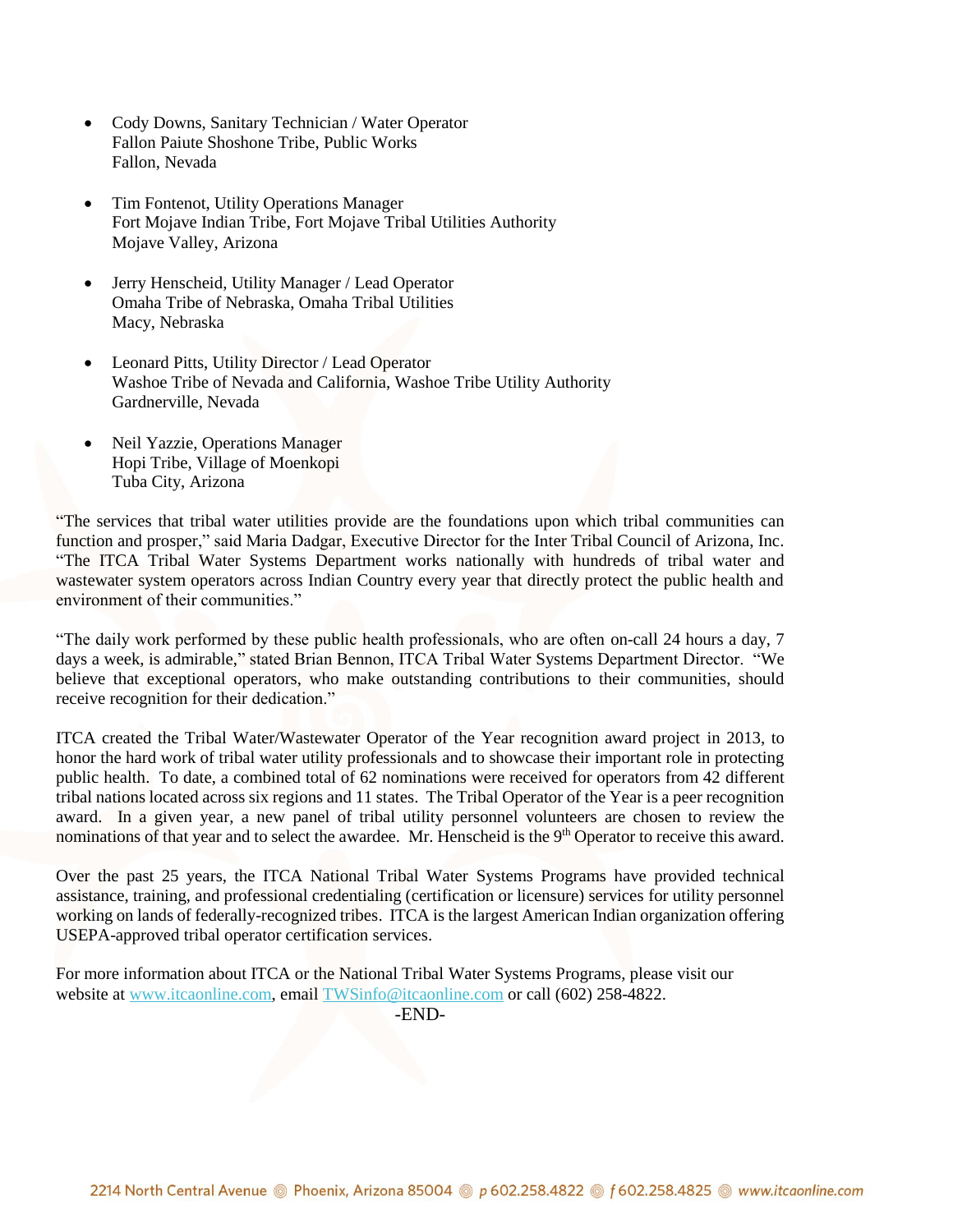- Cody Downs, Sanitary Technician / Water Operator
  Fallon Paiute Shoshone Tribe, Public Works
  Fallon, Nevada

- Tim Fontenot, Utility Operations Manager
  Fort Mojave Indian Tribe, Fort Mojave Tribal Utilities Authority
  Mojave Valley, Arizona

- Jerry Henscheid, Utility Manager / Lead Operator
  Omaha Tribe of Nebraska, Omaha Tribal Utilities
  Macy, Nebraska

- Leonard Pitts, Utility Director / Lead Operator
  Washoe Tribe of Nevada and California, Washoe Tribe Utility Authority
  Gardnerville, Nevada

- Neil Yazzie, Operations Manager
  Hopi Tribe, Village of Moenkopi
  Tuba City, Arizona

"The services that tribal water utilities provide are the foundations upon which tribal communities can function and prosper," said Maria Dadgar, Executive Director for the Inter Tribal Council of Arizona, Inc. "The ITCA Tribal Water Systems Department works nationally with hundreds of tribal water and wastewater system operators across Indian Country every year that directly protect the public health and environment of their communities."

"The daily work performed by these public health professionals, who are often on-call 24 hours a day, 7 days a week, is admirable," stated Brian Bennon, ITCA Tribal Water Systems Department Director. "We believe that exceptional operators, who make outstanding contributions to their communities, should receive recognition for their dedication."

ITCA created the Tribal Water/Wastewater Operator of the Year recognition award project in 2013, to honor the hard work of tribal water utility professionals and to showcase their important role in protecting public health. To date, a combined total of 62 nominations were received for operators from 42 different tribal nations located across six regions and 11 states. The Tribal Operator of the Year is a peer recognition award. In a given year, a new panel of tribal utility personnel volunteers are chosen to review the nominations of that year and to select the awardee. Mr. Henscheid is the 9th Operator to receive this award.

Over the past 25 years, the ITCA National Tribal Water Systems Programs have provided technical assistance, training, and professional credentialing (certification or licensure) services for utility personnel working on lands of federally-recognized tribes. ITCA is the largest American Indian organization offering USEPA-approved tribal operator certification services.

For more information about ITCA or the National Tribal Water Systems Programs, please visit our website at www.itcaonline.com, email TWSinfo@itcaonline.com or call (602) 258-4822.

-END-